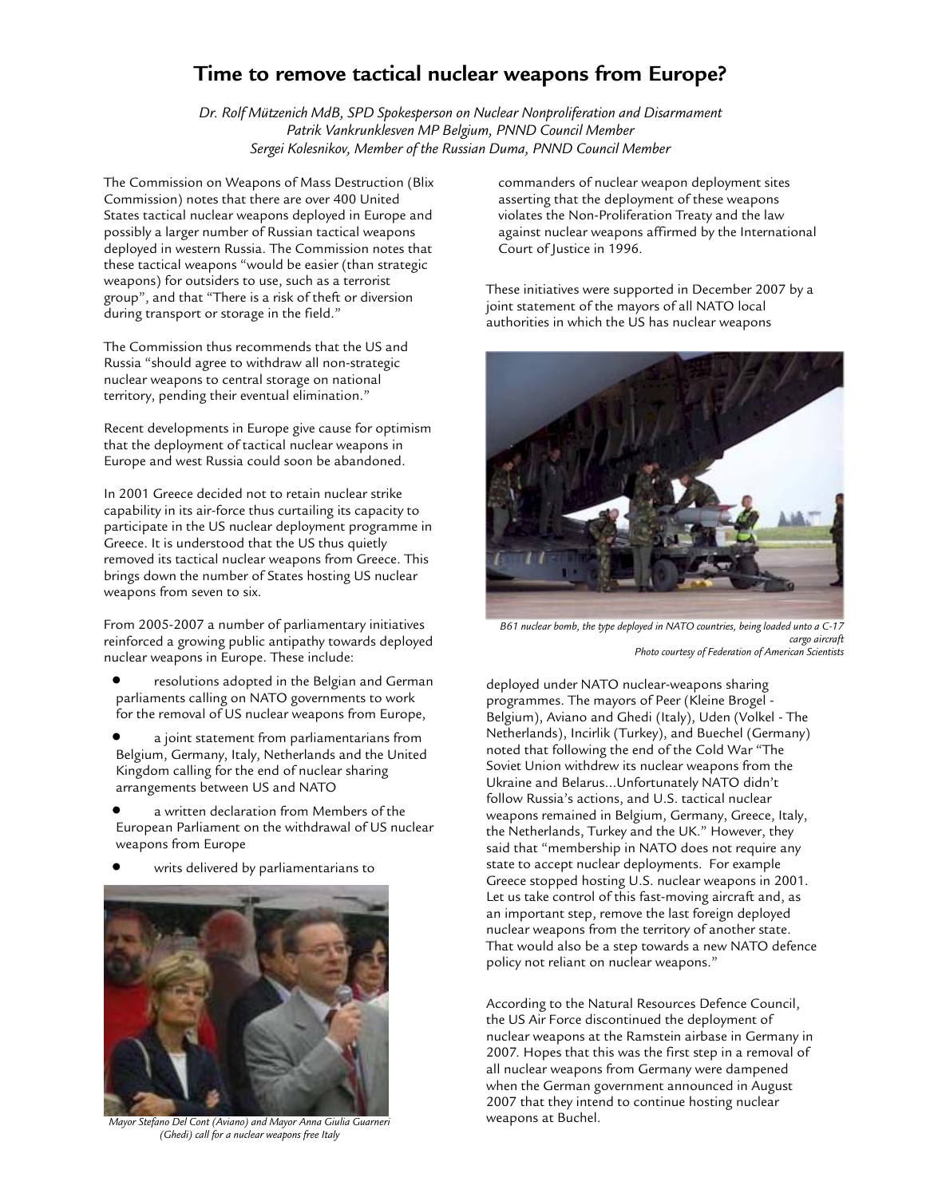# Time to remove tactical nuclear weapons from Europe?

*Dr. Rolf Mützenich MdB, SPD Spokesperson on Nuclear Nonproliferation and Disarmament*
*Patrik Vankrunklesven MP Belgium, PNND Council Member*
*Sergei Kolesnikov, Member of the Russian Duma, PNND Council Member*

The Commission on Weapons of Mass Destruction (Blix Commission) notes that there are over 400 United States tactical nuclear weapons deployed in Europe and possibly a larger number of Russian tactical weapons deployed in western Russia. The Commission notes that these tactical weapons "would be easier (than strategic weapons) for outsiders to use, such as a terrorist group", and that "There is a risk of theft or diversion during transport or storage in the field."

The Commission thus recommends that the US and Russia "should agree to withdraw all non-strategic nuclear weapons to central storage on national territory, pending their eventual elimination."

Recent developments in Europe give cause for optimism that the deployment of tactical nuclear weapons in Europe and west Russia could soon be abandoned.

In 2001 Greece decided not to retain nuclear strike capability in its air-force thus curtailing its capacity to participate in the US nuclear deployment programme in Greece. It is understood that the US thus quietly removed its tactical nuclear weapons from Greece. This brings down the number of States hosting US nuclear weapons from seven to six.

From 2005-2007 a number of parliamentary initiatives reinforced a growing public antipathy towards deployed nuclear weapons in Europe. These include:

- resolutions adopted in the Belgian and German parliaments calling on NATO governments to work for the removal of US nuclear weapons from Europe,
- a joint statement from parliamentarians from Belgium, Germany, Italy, Netherlands and the United Kingdom calling for the end of nuclear sharing arrangements between US and NATO
- a written declaration from Members of the European Parliament on the withdrawal of US nuclear weapons from Europe
- writs delivered by parliamentarians to commanders of nuclear weapon deployment sites asserting that the deployment of these weapons violates the Non-Proliferation Treaty and the law against nuclear weapons affirmed by the International Court of Justice in 1996.

*Mayor Stefano Del Cont (Aviano) and Mayor Anna Giulia Guarneri (Ghedi) call for a nuclear weapons free Italy*

These initiatives were supported in December 2007 by a joint statement of the mayors of all NATO local authorities in which the US has nuclear weapons deployed under NATO nuclear-weapons sharing programmes. The mayors of Peer (Kleine Brogel - Belgium), Aviano and Ghedi (Italy), Uden (Volkel - The Netherlands), Incirlik (Turkey), and Buechel (Germany) noted that following the end of the Cold War "The Soviet Union withdrew its nuclear weapons from the Ukraine and Belarus...Unfortunately NATO didn't follow Russia's actions, and U.S. tactical nuclear weapons remained in Belgium, Germany, Greece, Italy, the Netherlands, Turkey and the UK." However, they said that "membership in NATO does not require any state to accept nuclear deployments. For example Greece stopped hosting U.S. nuclear weapons in 2001. Let us take control of this fast-moving aircraft and, as an important step, remove the last foreign deployed nuclear weapons from the territory of another state. That would also be a step towards a new NATO defence policy not reliant on nuclear weapons."

*B61 nuclear bomb, the type deployed in NATO countries, being loaded unto a C-17 cargo aircraft*
*Photo courtesy of Federation of American Scientists*

According to the Natural Resources Defence Council, the US Air Force discontinued the deployment of nuclear weapons at the Ramstein airbase in Germany in 2007. Hopes that this was the first step in a removal of all nuclear weapons from Germany were dampened when the German government announced in August 2007 that they intend to continue hosting nuclear weapons at Buchel.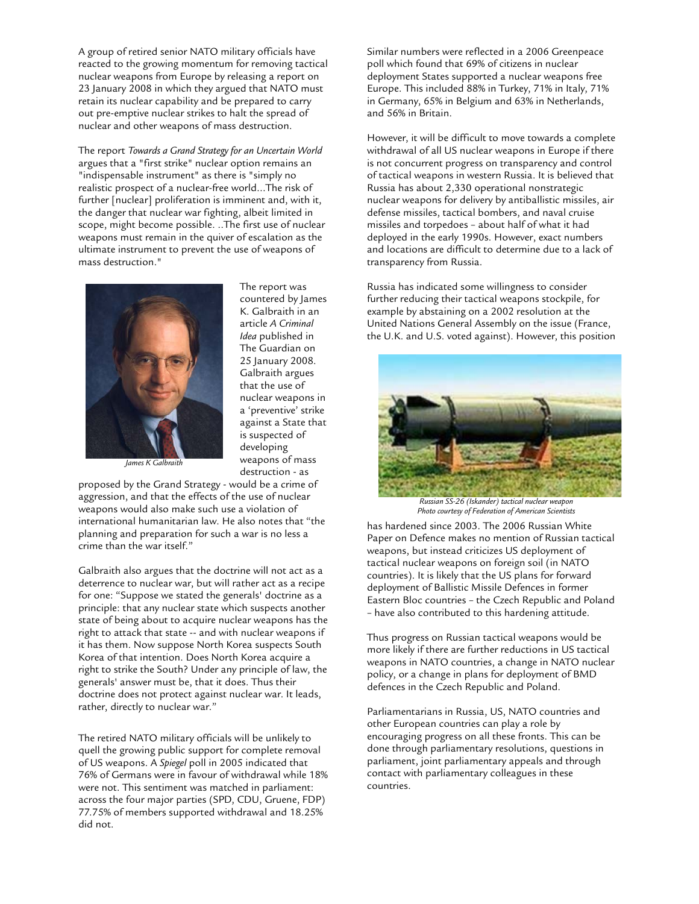A group of retired senior NATO military officials have reacted to the growing momentum for removing tactical nuclear weapons from Europe by releasing a report on 23 January 2008 in which they argued that NATO must retain its nuclear capability and be prepared to carry out pre-emptive nuclear strikes to halt the spread of nuclear and other weapons of mass destruction.

The report *Towards a Grand Strategy for an Uncertain World* argues that a "first strike" nuclear option remains an "indispensable instrument" as there is "simply no realistic prospect of a nuclear-free world...The risk of further [nuclear] proliferation is imminent and, with it, the danger that nuclear war fighting, albeit limited in scope, might become possible. ..The first use of nuclear weapons must remain in the quiver of escalation as the ultimate instrument to prevent the use of weapons of mass destruction."

*James K Galbraith*

The report was countered by James K. Galbraith in an article *A Criminal Idea* published in The Guardian on 25 January 2008. Galbraith argues that the use of nuclear weapons in a 'preventive' strike against a State that is suspected of developing weapons of mass destruction - as proposed by the Grand Strategy - would be a crime of aggression, and that the effects of the use of nuclear weapons would also make such use a violation of international humanitarian law. He also notes that "the planning and preparation for such a war is no less a crime than the war itself."

Galbraith also argues that the doctrine will not act as a deterrence to nuclear war, but will rather act as a recipe for one: "Suppose we stated the generals' doctrine as a principle: that any nuclear state which suspects another state of being about to acquire nuclear weapons has the right to attack that state -- and with nuclear weapons if it has them. Now suppose North Korea suspects South Korea of that intention. Does North Korea acquire a right to strike the South? Under any principle of law, the generals' answer must be, that it does. Thus their doctrine does not protect against nuclear war. It leads, rather, directly to nuclear war."

The retired NATO military officials will be unlikely to quell the growing public support for complete removal of US weapons. A *Spiegel* poll in 2005 indicated that 76% of Germans were in favour of withdrawal while 18% were not. This sentiment was matched in parliament: across the four major parties (SPD, CDU, Gruene, FDP) 77.75% of members supported withdrawal and 18.25% did not.

Similar numbers were reflected in a 2006 Greenpeace poll which found that 69% of citizens in nuclear deployment States supported a nuclear weapons free Europe. This included 88% in Turkey, 71% in Italy, 71% in Germany, 65% in Belgium and 63% in Netherlands, and 56% in Britain.

However, it will be difficult to move towards a complete withdrawal of all US nuclear weapons in Europe if there is not concurrent progress on transparency and control of tactical weapons in western Russia. It is believed that Russia has about 2,330 operational nonstrategic nuclear weapons for delivery by antiballistic missiles, air defense missiles, tactical bombers, and naval cruise missiles and torpedoes – about half of what it had deployed in the early 1990s. However, exact numbers and locations are difficult to determine due to a lack of transparency from Russia.

Russia has indicated some willingness to consider further reducing their tactical weapons stockpile, for example by abstaining on a 2002 resolution at the United Nations General Assembly on the issue (France, the U.K. and U.S. voted against). However, this position has hardened since 2003. The 2006 Russian White Paper on Defence makes no mention of Russian tactical weapons, but instead criticizes US deployment of tactical nuclear weapons on foreign soil (in NATO countries). It is likely that the US plans for forward deployment of Ballistic Missile Defences in former Eastern Bloc countries – the Czech Republic and Poland – have also contributed to this hardening attitude.

*Russian SS-26 (Iskander) tactical nuclear weapon*
*Photo courtesy of Federation of American Scientists*

Thus progress on Russian tactical weapons would be more likely if there are further reductions in US tactical weapons in NATO countries, a change in NATO nuclear policy, or a change in plans for deployment of BMD defences in the Czech Republic and Poland.

Parliamentarians in Russia, US, NATO countries and other European countries can play a role by encouraging progress on all these fronts. This can be done through parliamentary resolutions, questions in parliament, joint parliamentary appeals and through contact with parliamentary colleagues in these countries.